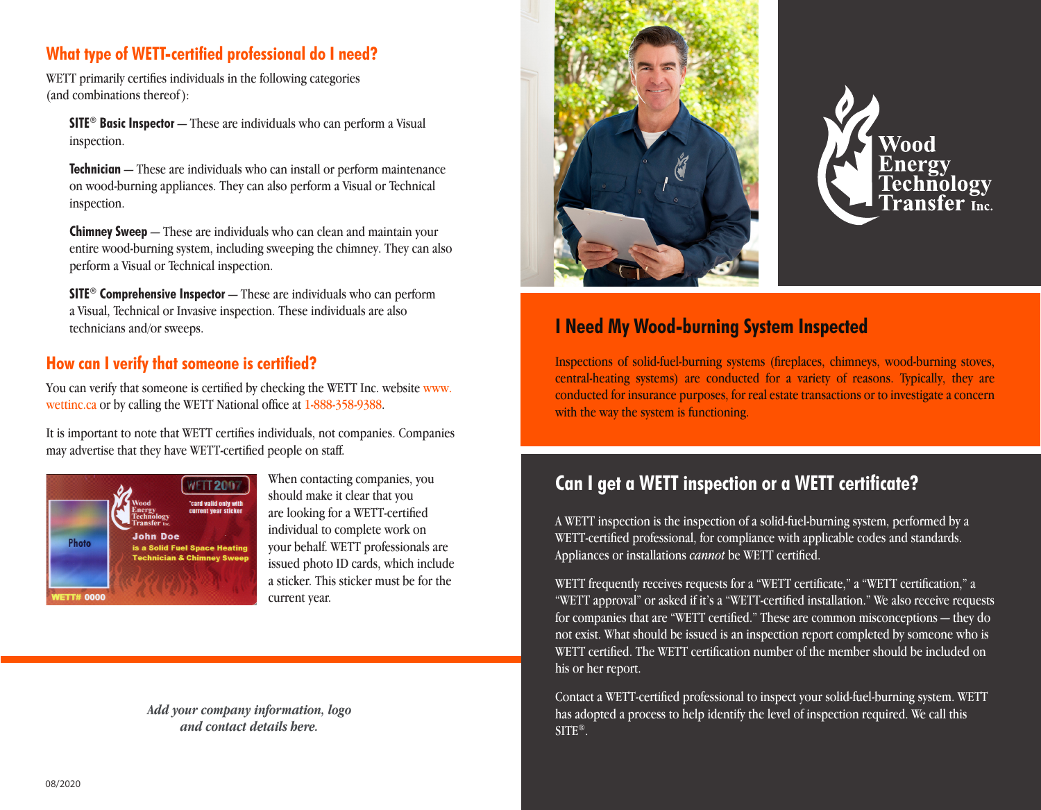## What type of WETT-certified professional do I need?

WETT primarily certifies individuals in the following categories (and combinations thereof):

**SITE® Basic Inspector** — These are individuals who can perform a Visual inspection.

**Technician** — These are individuals who can install or perform maintenance on wood-burning appliances. They can also perform a Visual or Technical inspection.

**Chimney Sweep** — These are individuals who can clean and maintain your entire wood-burning system, including sweeping the chimney. They can also perform a Visual or Technical inspection.

**SITE® Comprehensive Inspector** — These are individuals who can perform a Visual, Technical or Invasive inspection. These individuals are also technicians and/or sweeps.

## How can I verify that someone is certified?

You can verify that someone is certified by checking the WETT Inc. website www.wettinc.ca or by calling the WETT National office at 1-888-358-9388.

It is important to note that WETT certifies individuals, not companies. Companies may advertise that they have WETT-certified people on staff.

When contacting companies, you should make it clear that you are looking for a WETT-certified individual to complete work on your behalf. WETT professionals are issued photo ID cards, which include a sticker. This sticker must be for the current year.

*Add your company information, logo and contact details here.*

08/2020

Wood Energy Technology Transfer Inc.

## I Need My Wood-burning System Inspected

Inspections of solid-fuel-burning systems (fireplaces, chimneys, wood-burning stoves, central-heating systems) are conducted for a variety of reasons. Typically, they are conducted for insurance purposes, for real estate transactions or to investigate a concern with the way the system is functioning.

## Can I get a WETT inspection or a WETT certificate?

A WETT inspection is the inspection of a solid-fuel-burning system, performed by a WETT-certified professional, for compliance with applicable codes and standards. Appliances or installations *cannot* be WETT certified.

WETT frequently receives requests for a "WETT certificate," a "WETT certification," a "WETT approval" or asked if it's a "WETT-certified installation." We also receive requests for companies that are "WETT certified." These are common misconceptions — they do not exist. What should be issued is an inspection report completed by someone who is WETT certified. The WETT certification number of the member should be included on his or her report.

Contact a WETT-certified professional to inspect your solid-fuel-burning system. WETT has adopted a process to help identify the level of inspection required. We call this SITE®.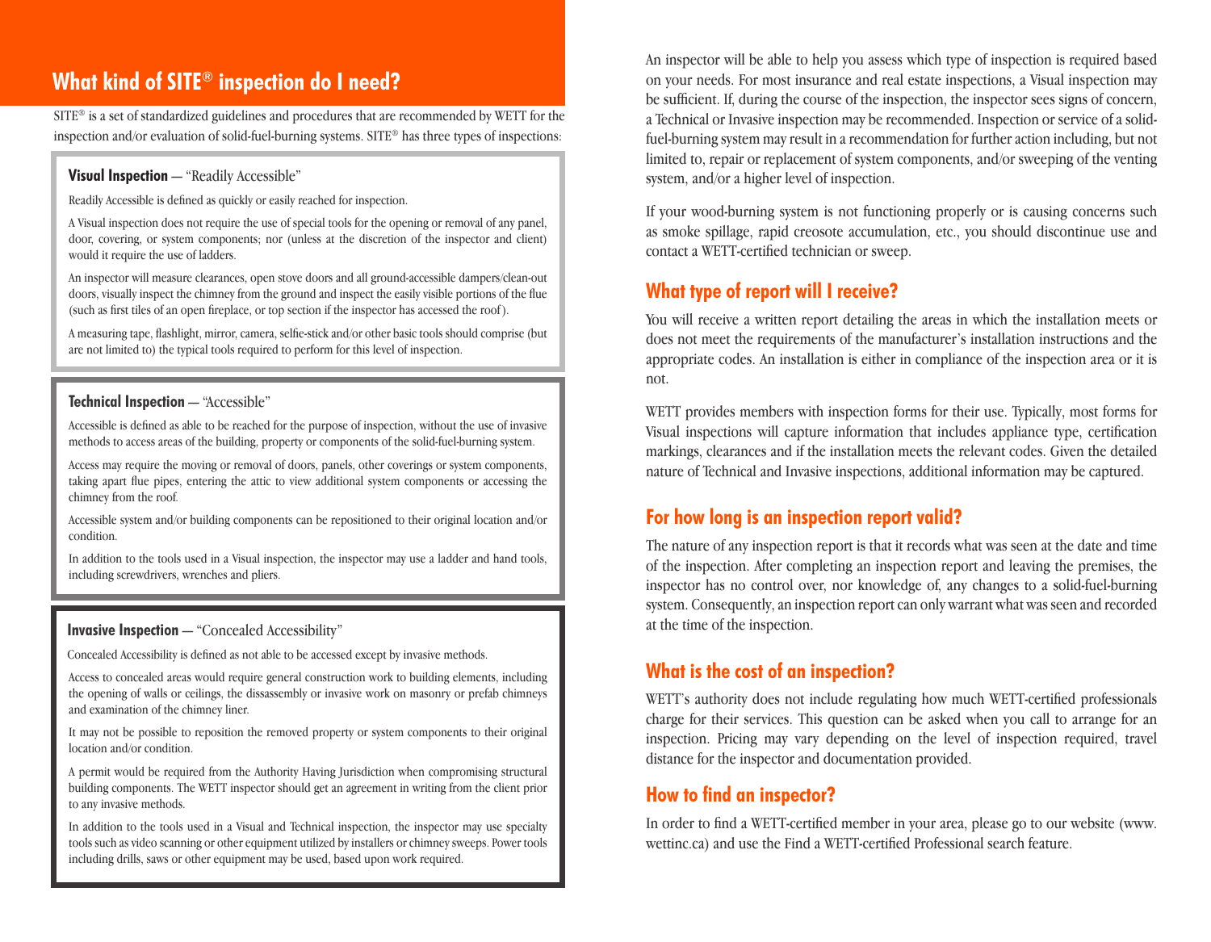## What kind of SITE® inspection do I need?

SITE® is a set of standardized guidelines and procedures that are recommended by WETT for the inspection and/or evaluation of solid-fuel-burning systems. SITE® has three types of inspections:

### Visual Inspection — "Readily Accessible"

Readily Accessible is defined as quickly or easily reached for inspection.

A Visual inspection does not require the use of special tools for the opening or removal of any panel, door, covering, or system components; nor (unless at the discretion of the inspector and client) would it require the use of ladders.

An inspector will measure clearances, open stove doors and all ground-accessible dampers/clean-out doors, visually inspect the chimney from the ground and inspect the easily visible portions of the flue (such as first tiles of an open fireplace, or top section if the inspector has accessed the roof).

A measuring tape, flashlight, mirror, camera, selfie-stick and/or other basic tools should comprise (but are not limited to) the typical tools required to perform for this level of inspection.

### Technical Inspection — "Accessible"

Accessible is defined as able to be reached for the purpose of inspection, without the use of invasive methods to access areas of the building, property or components of the solid-fuel-burning system.

Access may require the moving or removal of doors, panels, other coverings or system components, taking apart flue pipes, entering the attic to view additional system components or accessing the chimney from the roof.

Accessible system and/or building components can be repositioned to their original location and/or condition.

In addition to the tools used in a Visual inspection, the inspector may use a ladder and hand tools, including screwdrivers, wrenches and pliers.

### Invasive Inspection — "Concealed Accessibility"

Concealed Accessibility is defined as not able to be accessed except by invasive methods.

Access to concealed areas would require general construction work to building elements, including the opening of walls or ceilings, the dissassembly or invasive work on masonry or prefab chimneys and examination of the chimney liner.

It may not be possible to reposition the removed property or system components to their original location and/or condition.

A permit would be required from the Authority Having Jurisdiction when compromising structural building components. The WETT inspector should get an agreement in writing from the client prior to any invasive methods.

In addition to the tools used in a Visual and Technical inspection, the inspector may use specialty tools such as video scanning or other equipment utilized by installers or chimney sweeps. Power tools including drills, saws or other equipment may be used, based upon work required.

An inspector will be able to help you assess which type of inspection is required based on your needs. For most insurance and real estate inspections, a Visual inspection may be sufficient. If, during the course of the inspection, the inspector sees signs of concern, a Technical or Invasive inspection may be recommended. Inspection or service of a solid-fuel-burning system may result in a recommendation for further action including, but not limited to, repair or replacement of system components, and/or sweeping of the venting system, and/or a higher level of inspection.

If your wood-burning system is not functioning properly or is causing concerns such as smoke spillage, rapid creosote accumulation, etc., you should discontinue use and contact a WETT-certified technician or sweep.

## What type of report will I receive?

You will receive a written report detailing the areas in which the installation meets or does not meet the requirements of the manufacturer's installation instructions and the appropriate codes. An installation is either in compliance of the inspection area or it is not.

WETT provides members with inspection forms for their use. Typically, most forms for Visual inspections will capture information that includes appliance type, certification markings, clearances and if the installation meets the relevant codes. Given the detailed nature of Technical and Invasive inspections, additional information may be captured.

## For how long is an inspection report valid?

The nature of any inspection report is that it records what was seen at the date and time of the inspection. After completing an inspection report and leaving the premises, the inspector has no control over, nor knowledge of, any changes to a solid-fuel-burning system. Consequently, an inspection report can only warrant what was seen and recorded at the time of the inspection.

## What is the cost of an inspection?

WETT's authority does not include regulating how much WETT-certified professionals charge for their services. This question can be asked when you call to arrange for an inspection. Pricing may vary depending on the level of inspection required, travel distance for the inspector and documentation provided.

## How to find an inspector?

In order to find a WETT-certified member in your area, please go to our website (www.wettinc.ca) and use the Find a WETT-certified Professional search feature.